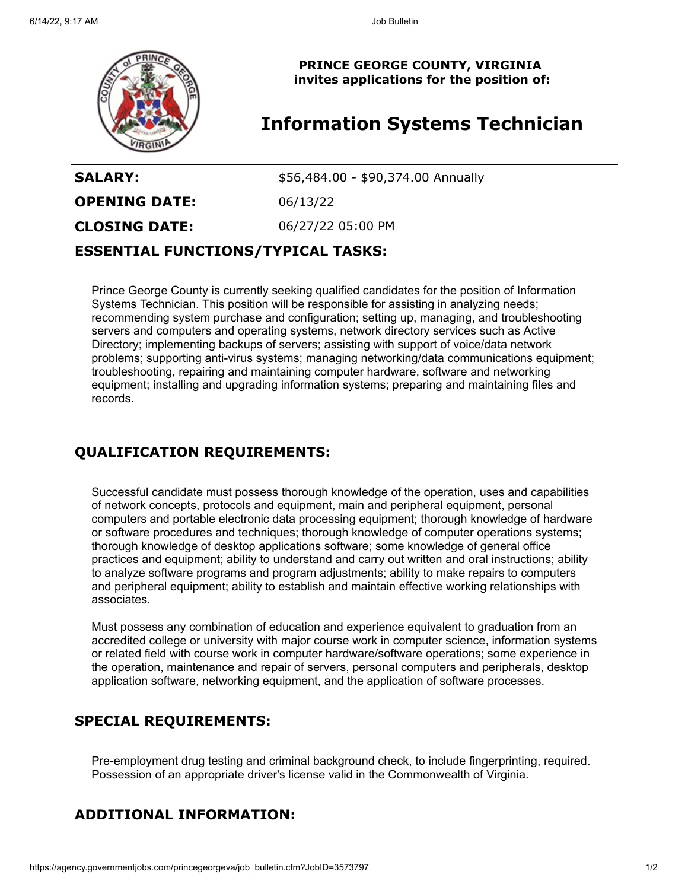**PRINCE GEORGE COUNTY, VIRGINIA**
**invites applications for the position of:**

# Information Systems Technician

| | |
|---|---|
| **SALARY:** | $56,484.00 - $90,374.00 Annually |
| **OPENING DATE:** | 06/13/22 |
| **CLOSING DATE:** | 06/27/22 05:00 PM |

## ESSENTIAL FUNCTIONS/TYPICAL TASKS:

Prince George County is currently seeking qualified candidates for the position of Information Systems Technician. This position will be responsible for assisting in analyzing needs; recommending system purchase and configuration; setting up, managing, and troubleshooting servers and computers and operating systems, network directory services such as Active Directory; implementing backups of servers; assisting with support of voice/data network problems; supporting anti-virus systems; managing networking/data communications equipment; troubleshooting, repairing and maintaining computer hardware, software and networking equipment; installing and upgrading information systems; preparing and maintaining files and records.

## QUALIFICATION REQUIREMENTS:

Successful candidate must possess thorough knowledge of the operation, uses and capabilities of network concepts, protocols and equipment, main and peripheral equipment, personal computers and portable electronic data processing equipment; thorough knowledge of hardware or software procedures and techniques; thorough knowledge of computer operations systems; thorough knowledge of desktop applications software; some knowledge of general office practices and equipment; ability to understand and carry out written and oral instructions; ability to analyze software programs and program adjustments; ability to make repairs to computers and peripheral equipment; ability to establish and maintain effective working relationships with associates.

Must possess any combination of education and experience equivalent to graduation from an accredited college or university with major course work in computer science, information systems or related field with course work in computer hardware/software operations; some experience in the operation, maintenance and repair of servers, personal computers and peripherals, desktop application software, networking equipment, and the application of software processes.

## SPECIAL REQUIREMENTS:

Pre-employment drug testing and criminal background check, to include fingerprinting, required. Possession of an appropriate driver's license valid in the Commonwealth of Virginia.

## ADDITIONAL INFORMATION: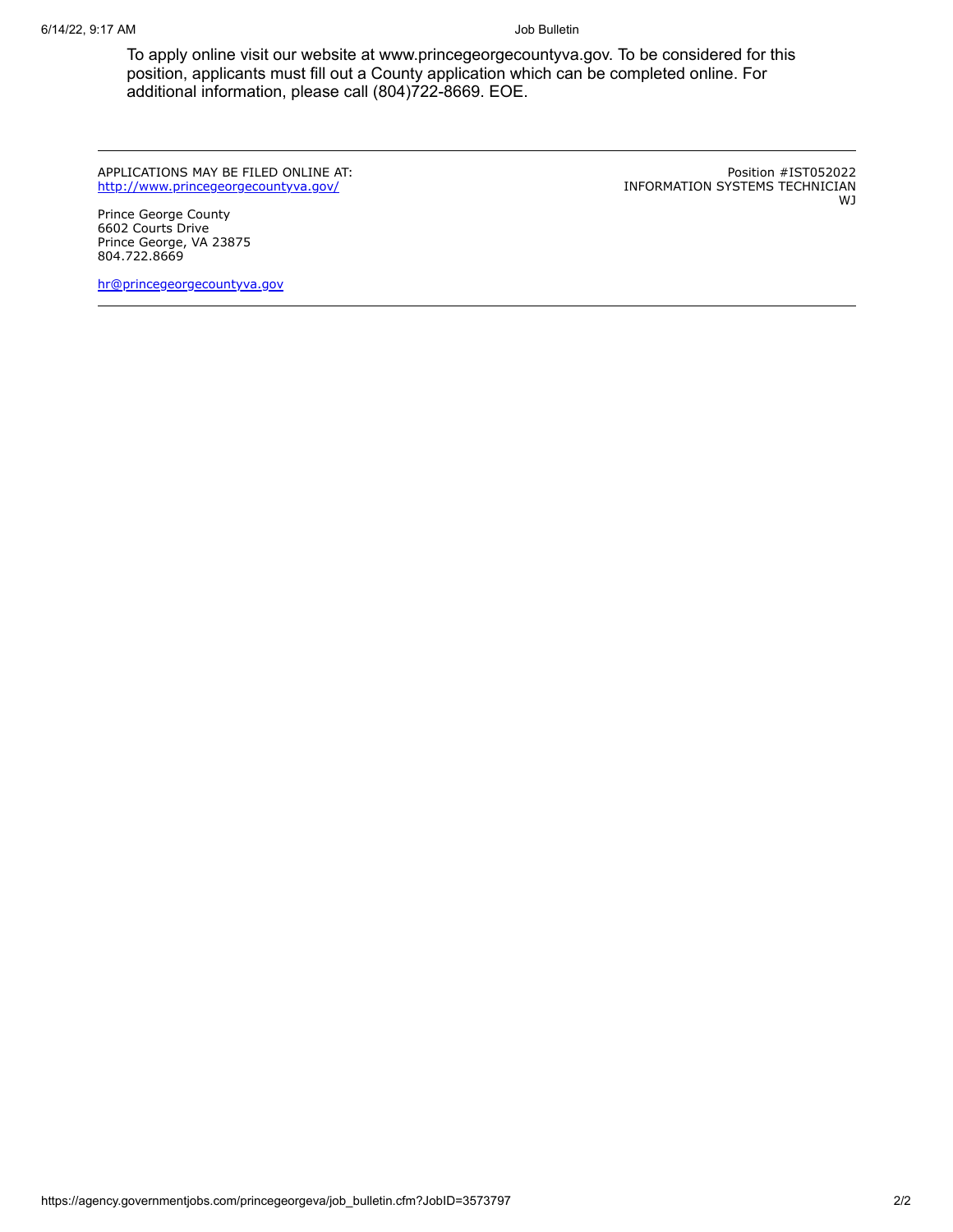To apply online visit our website at www.princegeorgecountyva.gov. To be considered for this position, applicants must fill out a County application which can be completed online. For additional information, please call (804)722-8669. EOE.

---

APPLICATIONS MAY BE FILED ONLINE AT:
http://www.princegeorgecountyva.gov/

Position #IST052022
INFORMATION SYSTEMS TECHNICIAN
WJ

Prince George County
6602 Courts Drive
Prince George, VA 23875
804.722.8669

hr@princegeorgecountyva.gov

---